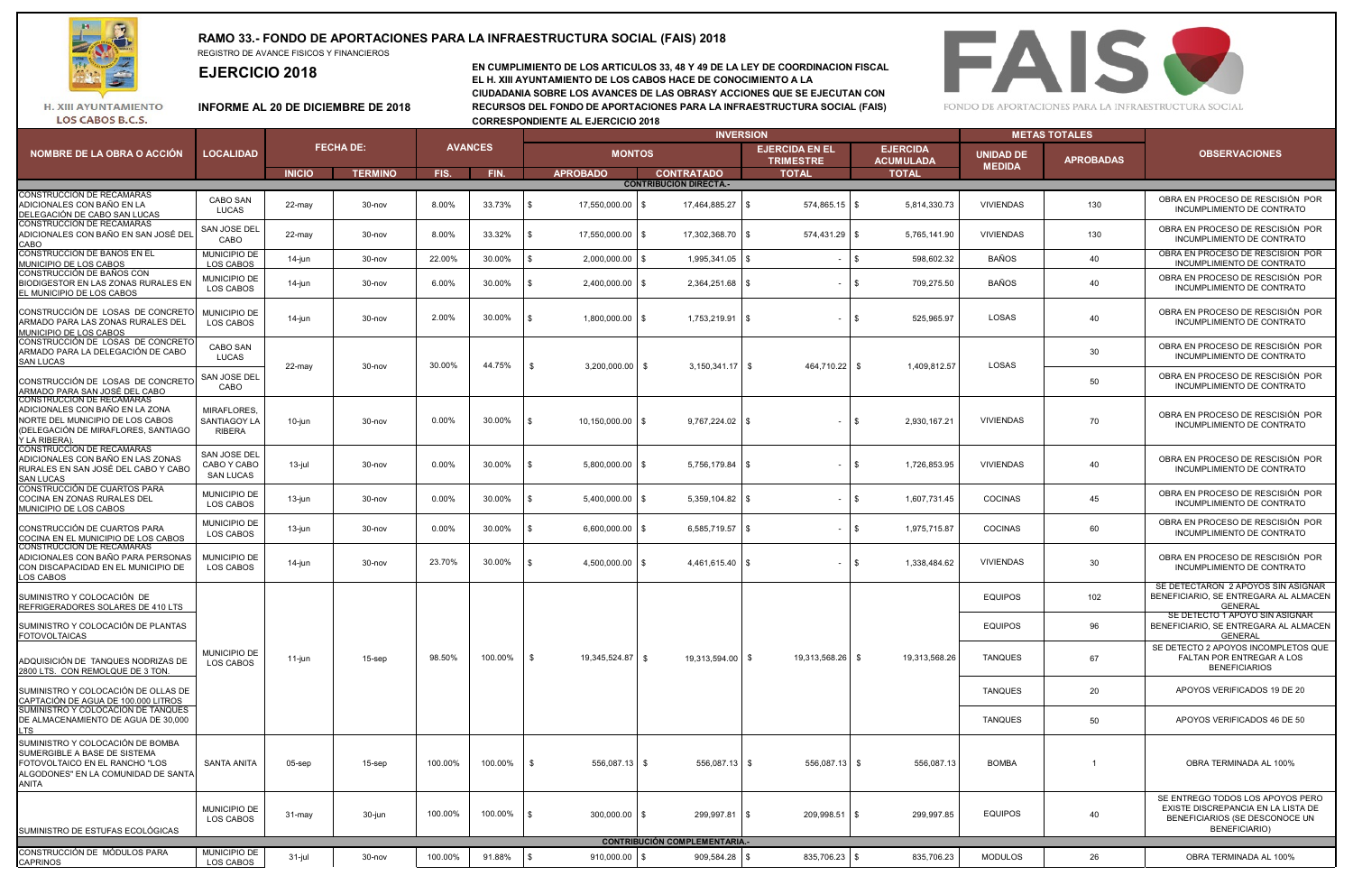# RAMO 33.- FONDO DE APORTACIONES PARA LA INFRAESTRUCTURA SOCIAL (FAIS) 2018

REGISTRO DE AVANCE FISICOS Y FINANCIEROS

## EJERCICIO 2018

**INFORME AL 20 DE DICIEMBRE DE 2018**

H. XIII AYUNTAMIENTO LOS CABOS B.C.S.

**EN CUMPLIMIENTO DE LOS ARTICULOS 33, 48 Y 49 DE LA LEY DE COORDINACION FISCAL EL H. XIII AYUNTAMIENTO DE LOS CABOS HACE DE CONOCIMIENTO A LA CIUDADANIA SOBRE LOS AVANCES DE LAS OBRASY ACCIONES QUE SE EJECUTAN CON RECURSOS DEL FONDO DE APORTACIONES PARA LA INFRAESTRUCTURA SOCIAL (FAIS) CORRESPONDIENTE AL EJERCICIO 2018**

FAIS - FONDO DE APORTACIONES PARA LA INFRAESTRUCTURA SOCIAL

| NOMBRE DE LA OBRA O ACCIÓN | LOCALIDAD | FECHA DE: | | AVANCES | | INVERSION | | | | METAS TOTALES | | OBSERVACIONES |
|---|---|---|---|---|---|---|---|---|---|---|---|---|
| | | | | | | MONTOS | | EJERCIDA EN EL TRIMESTRE | EJERCIDA ACUMULADA | UNIDAD DE MEDIDA | APROBADAS | |
| | | INICIO | TERMINO | FIS. | FIN. | APROBADO | CONTRATADO | TOTAL | TOTAL | | | |
| **CONTRIBUCION DIRECTA.-** | | | | | | | | | | | | |
| CONSTRUCCIÓN DE RECAMARAS ADICIONALES CON BAÑO EN LA DELEGACIÓN DE CABO SAN LUCAS | CABO SAN LUCAS | 22-may | 30-nov | 8.00% | 33.73% | $ 17,550,000.00 | $ 17,464,885.27 | $ 574,865.15 | $ 5,814,330.73 | VIVIENDAS | 130 | OBRA EN PROCESO DE RESCISIÓN POR INCUMPLIMIENTO DE CONTRATO |
| CONSTRUCCIÓN DE RECAMARAS ADICIONALES CON BAÑO EN SAN JOSÉ DEL CABO | SAN JOSE DEL CABO | 22-may | 30-nov | 8.00% | 33.32% | $ 17,550,000.00 | $ 17,302,368.70 | $ 574,431.29 | $ 5,765,141.90 | VIVIENDAS | 130 | OBRA EN PROCESO DE RESCISIÓN POR INCUMPLIMIENTO DE CONTRATO |
| CONSTRUCCIÓN DE BAÑOS EN EL MUNICIPIO DE LOS CABOS | MUNICIPIO DE LOS CABOS | 14-jun | 30-nov | 22.00% | 30.00% | $ 2,000,000.00 | $ 1,995,341.05 | $ - | $ 598,602.32 | BAÑOS | 40 | OBRA EN PROCESO DE RESCISIÓN POR INCUMPLIMIENTO DE CONTRATO |
| CONSTRUCCIÓN DE BAÑOS CON BIODIGESTOR EN LAS ZONAS RURALES EN EL MUNICIPIO DE LOS CABOS | MUNICIPIO DE LOS CABOS | 14-jun | 30-nov | 6.00% | 30.00% | $ 2,400,000.00 | $ 2,364,251.68 | $ - | $ 709,275.50 | BAÑOS | 40 | OBRA EN PROCESO DE RESCISIÓN POR INCUMPLIMIENTO DE CONTRATO |
| CONSTRUCCIÓN DE LOSAS DE CONCRETO ARMADO PARA LAS ZONAS RURALES DEL MUNICIPIO DE LOS CABOS | MUNICIPIO DE LOS CABOS | 14-jun | 30-nov | 2.00% | 30.00% | $ 1,800,000.00 | $ 1,753,219.91 | $ - | $ 525,965.97 | LOSAS | 40 | OBRA EN PROCESO DE RESCISIÓN POR INCUMPLIMIENTO DE CONTRATO |
| CONSTRUCCIÓN DE LOSAS DE CONCRETO ARMADO PARA LA DELEGACIÓN DE CABO SAN LUCAS | CABO SAN LUCAS | 22-may | 30-nov | 30.00% | 44.75% | $ 3,200,000.00 | $ 3,150,341.17 | $ 464,710.22 | $ 1,409,812.57 | LOSAS | 30 | OBRA EN PROCESO DE RESCISIÓN POR INCUMPLIMIENTO DE CONTRATO |
| CONSTRUCCIÓN DE LOSAS DE CONCRETO ARMADO PARA SAN JOSÉ DEL CABO | SAN JOSE DEL CABO | | | | | | | | | | 50 | OBRA EN PROCESO DE RESCISIÓN POR INCUMPLIMIENTO DE CONTRATO |
| CONSTRUCCIÓN DE RECAMARAS ADICIONALES CON BAÑO EN LA ZONA NORTE DEL MUNICIPIO DE LOS CABOS (DELEGACIÓN DE MIRAFLORES, SANTIAGO Y LA RIBERA). | MIRAFLORES, SANTIAGOY LA RIBERA | 10-jun | 30-nov | 0.00% | 30.00% | $ 10,150,000.00 | $ 9,767,224.02 | $ - | $ 2,930,167.21 | VIVIENDAS | 70 | OBRA EN PROCESO DE RESCISIÓN POR INCUMPLIMIENTO DE CONTRATO |
| CONSTRUCCIÓN DE RECAMARAS ADICIONALES CON BAÑO EN LAS ZONAS RURALES EN SAN JOSÉ DEL CABO Y CABO SAN LUCAS | SAN JOSE DEL CABO Y CABO SAN LUCAS | 13-jul | 30-nov | 0.00% | 30.00% | $ 5,800,000.00 | $ 5,756,179.84 | $ - | $ 1,726,853.95 | VIVIENDAS | 40 | OBRA EN PROCESO DE RESCISIÓN POR INCUMPLIMIENTO DE CONTRATO |
| CONSTRUCCIÓN DE CUARTOS PARA COCINA EN ZONAS RURALES DEL MUNICIPIO DE LOS CABOS | MUNICIPIO DE LOS CABOS | 13-jun | 30-nov | 0.00% | 30.00% | $ 5,400,000.00 | $ 5,359,104.82 | $ - | $ 1,607,731.45 | COCINAS | 45 | OBRA EN PROCESO DE RESCISIÓN POR INCUMPLIMIENTO DE CONTRATO |
| CONSTRUCCIÓN DE CUARTOS PARA COCINA EN EL MUNICIPIO DE LOS CABOS | MUNICIPIO DE LOS CABOS | 13-jun | 30-nov | 0.00% | 30.00% | $ 6,600,000.00 | $ 6,585,719.57 | $ - | $ 1,975,715.87 | COCINAS | 60 | OBRA EN PROCESO DE RESCISIÓN POR INCUMPLIMIENTO DE CONTRATO |
| CONSTRUCCIÓN DE RECAMARAS ADICIONALES CON BAÑO PARA PERSONAS CON DISCAPACIDAD EN EL MUNICIPIO DE LOS CABOS | MUNICIPIO DE LOS CABOS | 14-jun | 30-nov | 23.70% | 30.00% | $ 4,500,000.00 | $ 4,461,615.40 | $ - | $ 1,338,484.62 | VIVIENDAS | 30 | OBRA EN PROCESO DE RESCISIÓN POR INCUMPLIMIENTO DE CONTRATO |
| SUMINISTRO Y COLOCACIÓN DE REFRIGERADORES SOLARES DE 410 LTS | MUNICIPIO DE LOS CABOS | 11-jun | 15-sep | 98.50% | 100.00% | $ 19,345,524.87 | $ 19,313,594.00 | $ 19,313,568.26 | $ 19,313,568.26 | EQUIPOS | 102 | SE DETECTARON 2 APOYOS SIN ASIGNAR BENEFICIARIO, SE ENTREGARA AL ALMACEN GENERAL |
| SUMINISTRO Y COLOCACIÓN DE PLANTAS FOTOVOLTAICAS | | | | | | | | | | EQUIPOS | 96 | SE DETECTO 1 APOYO SIN ASIGNAR BENEFICIARIO, SE ENTREGARA AL ALMACEN GENERAL |
| ADQUISICIÓN DE TANQUES NODRIZAS DE 2800 LTS. CON REMOLQUE DE 3 TON. | | | | | | | | | | TANQUES | 67 | SE DETECTO 2 APOYOS INCOMPLETOS QUE FALTAN POR ENTREGAR A LOS BENEFICIARIOS |
| SUMINISTRO Y COLOCACIÓN DE OLLAS DE CAPTACIÓN DE AGUA DE 100.000 LITROS | | | | | | | | | | TANQUES | 20 | APOYOS VERIFICADOS 19 DE 20 |
| SUMINISTRO Y COLOCACIÓN DE TANQUES DE ALMACENAMIENTO DE AGUA DE 30,000 LTS | | | | | | | | | | TANQUES | 50 | APOYOS VERIFICADOS 46 DE 50 |
| SUMINISTRO Y COLOCACIÓN DE BOMBA SUMERGIBLE A BASE DE SISTEMA FOTOVOLTAICO EN EL RANCHO "LOS ALGODONES" EN LA COMUNIDAD DE SANTA ANITA | SANTA ANITA | 05-sep | 15-sep | 100.00% | 100.00% | $ 556,087.13 | $ 556,087.13 | $ 556,087.13 | $ 556,087.13 | BOMBA | 1 | OBRA TERMINADA AL 100% |
| SUMINISTRO DE ESTUFAS ECOLÓGICAS | MUNICIPIO DE LOS CABOS | 31-may | 30-jun | 100.00% | 100.00% | $ 300,000.00 | $ 299,997.81 | $ 209,998.51 | $ 299,997.85 | EQUIPOS | 40 | SE ENTREGO TODOS LOS APOYOS PERO EXISTE DISCREPANCIA EN LA LISTA DE BENEFICIARIOS (SE DESCONOCE UN BENEFICIARIO) |
| **CONTRIBUCIÓN COMPLEMENTARIA.-** | | | | | | | | | | | | |
| CONSTRUCCIÓN DE MÓDULOS PARA CAPRINOS | MUNICIPIO DE LOS CABOS | 31-jul | 30-nov | 100.00% | 91.88% | $ 910,000.00 | $ 909,584.28 | $ 835,706.23 | $ 835,706.23 | MODULOS | 26 | OBRA TERMINADA AL 100% |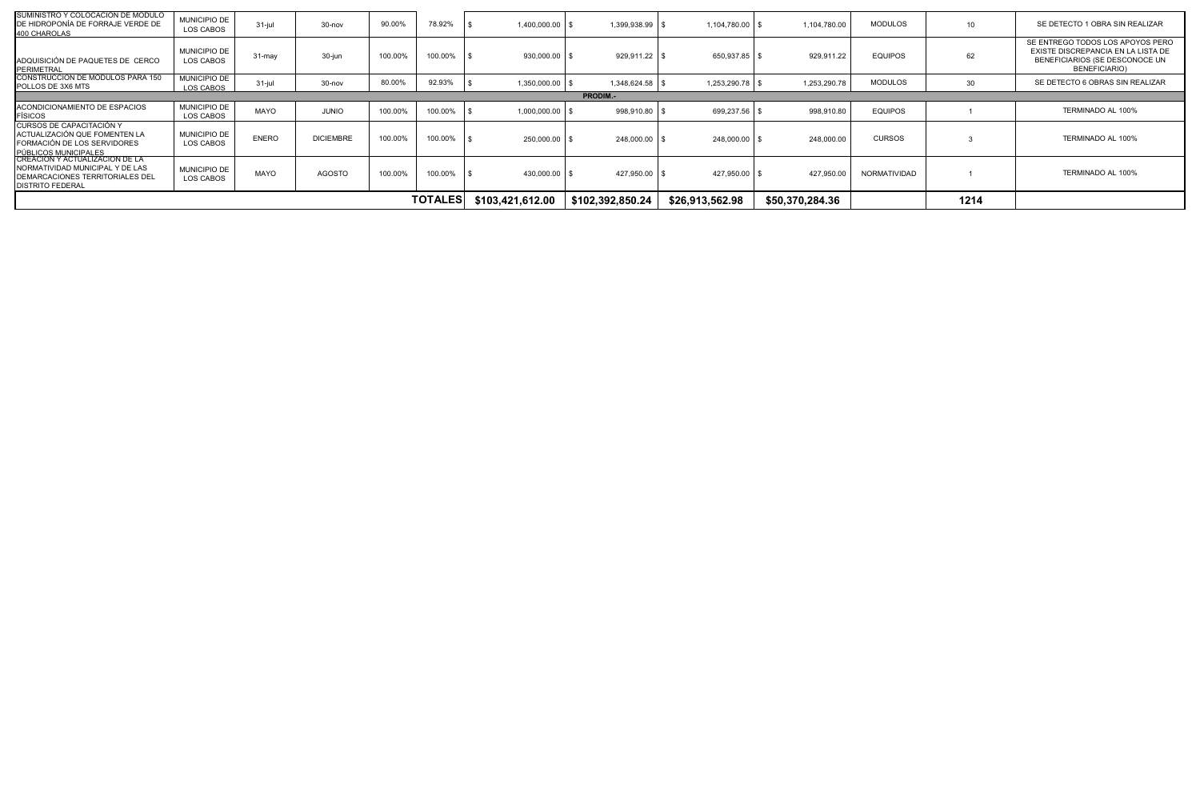| | | | | | | | | | | | | |
|---|---|---|---|---|---|---|---|---|---|---|---|---|
| SUMINISTRO Y COLOCACIÓN DE MÓDULO DE HIDROPONÍA DE FORRAJE VERDE DE 400 CHAROLAS | MUNICIPIO DE LOS CABOS | 31-jul | 30-nov | 90.00% | 78.92% | $ 1,400,000.00 | $ 1,399,938.99 | $ 1,104,780.00 | $ 1,104,780.00 | MODULOS | 10 | SE DETECTO 1 OBRA SIN REALIZAR |
| ADQUISICIÓN DE PAQUETES DE CERCO PERIMETRAL | MUNICIPIO DE LOS CABOS | 31-may | 30-jun | 100.00% | 100.00% | $ 930,000.00 | $ 929,911.22 | $ 650,937.85 | $ 929,911.22 | EQUIPOS | 62 | SE ENTREGO TODOS LOS APOYOS PERO EXISTE DISCREPANCIA EN LA LISTA DE BENEFICIARIOS (SE DESCONOCE UN BENEFICIARIO) |
| CONSTRUCCIÓN DE MÓDULOS PARA 150 POLLOS DE 3X6 MTS | MUNICIPIO DE LOS CABOS | 31-jul | 30-nov | 80.00% | 92.93% | $ 1,350,000.00 | $ 1,348,624.58 | $ 1,253,290.78 | $ 1,253,290.78 | MODULOS | 30 | SE DETECTO 6 OBRAS SIN REALIZAR |
| | | | | | | | **PRODIM.-** | | | | | |
| ACONDICIONAMIENTO DE ESPACIOS FÍSICOS | MUNICIPIO DE LOS CABOS | MAYO | JUNIO | 100.00% | 100.00% | $ 1,000,000.00 | $ 998,910.80 | $ 699,237.56 | $ 998,910.80 | EQUIPOS | 1 | TERMINADO AL 100% |
| CURSOS DE CAPACITACIÓN Y ACTUALIZACIÓN QUE FOMENTEN LA FORMACIÓN DE LOS SERVIDORES PÚBLICOS MUNICIPALES | MUNICIPIO DE LOS CABOS | ENERO | DICIEMBRE | 100.00% | 100.00% | $ 250,000.00 | $ 248,000.00 | $ 248,000.00 | $ 248,000.00 | CURSOS | 3 | TERMINADO AL 100% |
| CREACIÓN Y ACTUALIZACIÓN DE LA NORMATIVIDAD MUNICIPAL Y DE LAS DEMARCACIONES TERRITORIALES DEL DISTRITO FEDERAL | MUNICIPIO DE LOS CABOS | MAYO | AGOSTO | 100.00% | 100.00% | $ 430,000.00 | $ 427,950.00 | $ 427,950.00 | $ 427,950.00 | NORMATIVIDAD | 1 | TERMINADO AL 100% |
| | | | | | **TOTALES** | **$103,421,612.00** | **$102,392,850.24** | **$26,913,562.98** | **$50,370,284.36** | | **1214** | |